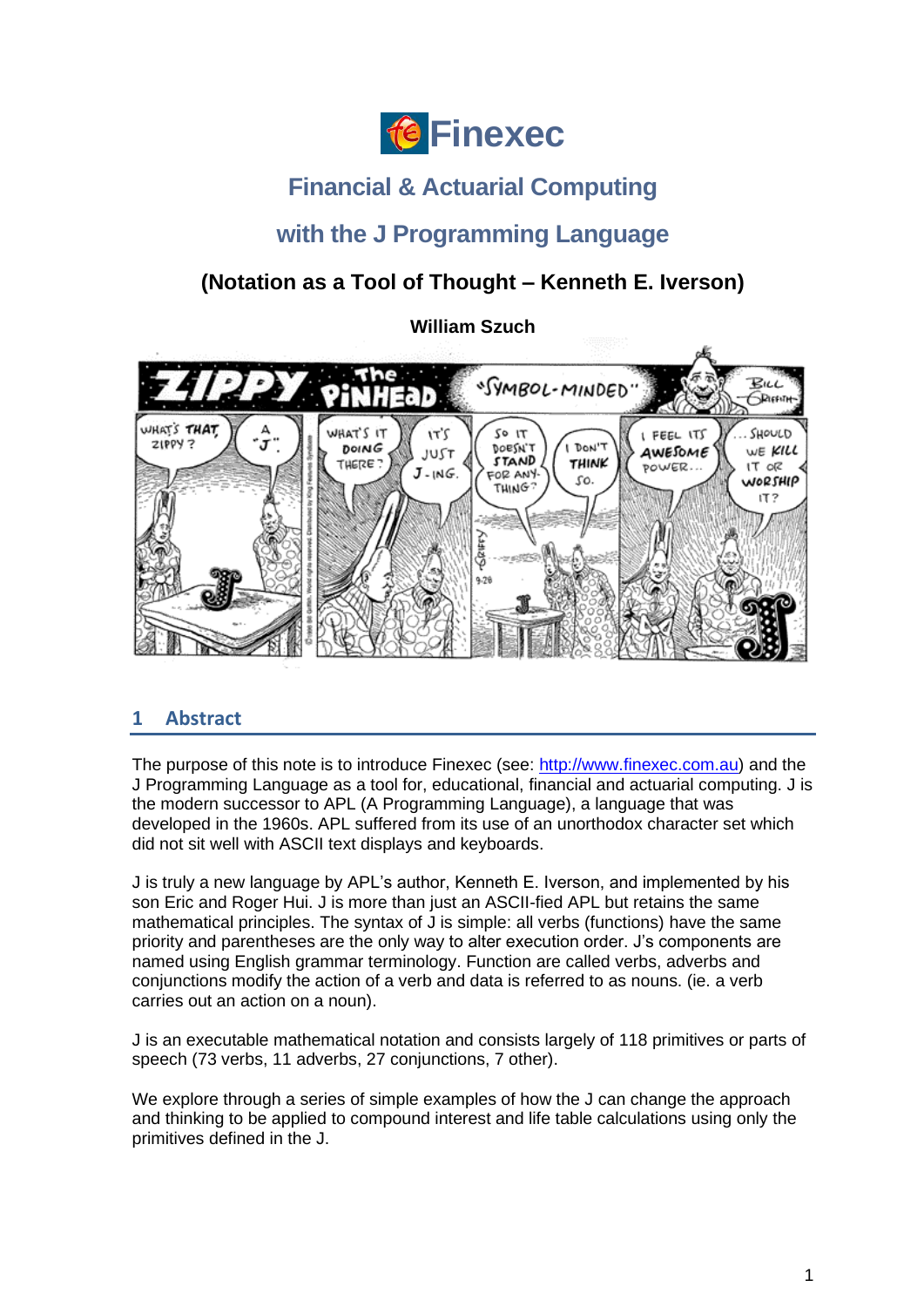# Finexec

## Financial & Actuarial Computing

## with the J Programming Language

### (Notation as a Tool of Thought – Kenneth E. Iverson)

**William Szuch**

## 1 Abstract

The purpose of this note is to introduce Finexec (see: http://www.finexec.com.au) and the J Programming Language as a tool for, educational, financial and actuarial computing. J is the modern successor to APL (A Programming Language), a language that was developed in the 1960s. APL suffered from its use of an unorthodox character set which did not sit well with ASCII text displays and keyboards.

J is truly a new language by APL's author, Kenneth E. Iverson, and implemented by his son Eric and Roger Hui. J is more than just an ASCII-fied APL but retains the same mathematical principles. The syntax of J is simple: all verbs (functions) have the same priority and parentheses are the only way to alter execution order. J's components are named using English grammar terminology. Function are called verbs, adverbs and conjunctions modify the action of a verb and data is referred to as nouns. (ie. a verb carries out an action on a noun).

J is an executable mathematical notation and consists largely of 118 primitives or parts of speech (73 verbs, 11 adverbs, 27 conjunctions, 7 other).

We explore through a series of simple examples of how the J can change the approach and thinking to be applied to compound interest and life table calculations using only the primitives defined in the J.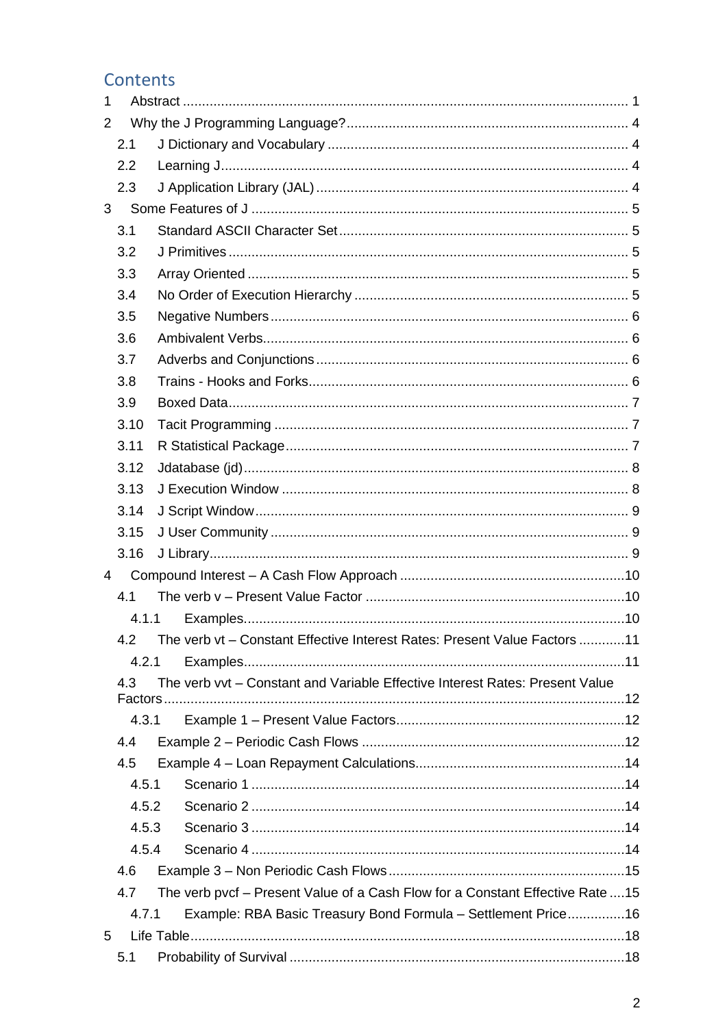# Contents

1 Abstract .......... 1

2 Why the J Programming Language? .......... 4

- 2.1 J Dictionary and Vocabulary .......... 4
- 2.2 Learning J .......... 4
- 2.3 J Application Library (JAL) .......... 4

3 Some Features of J .......... 5

- 3.1 Standard ASCII Character Set .......... 5
- 3.2 J Primitives .......... 5
- 3.3 Array Oriented .......... 5
- 3.4 No Order of Execution Hierarchy .......... 5
- 3.5 Negative Numbers .......... 6
- 3.6 Ambivalent Verbs .......... 6
- 3.7 Adverbs and Conjunctions .......... 6
- 3.8 Trains - Hooks and Forks .......... 6
- 3.9 Boxed Data .......... 7
- 3.10 Tacit Programming .......... 7
- 3.11 R Statistical Package .......... 7
- 3.12 Jdatabase (jd) .......... 8
- 3.13 J Execution Window .......... 8
- 3.14 J Script Window .......... 9
- 3.15 J User Community .......... 9
- 3.16 J Library .......... 9

4 Compound Interest – A Cash Flow Approach .......... 10

- 4.1 The verb v – Present Value Factor .......... 10
  - 4.1.1 Examples .......... 10
- 4.2 The verb vt – Constant Effective Interest Rates: Present Value Factors .......... 11
  - 4.2.1 Examples .......... 11
- 4.3 The verb vvt – Constant and Variable Effective Interest Rates: Present Value Factors .......... 12
  - 4.3.1 Example 1 – Present Value Factors .......... 12
- 4.4 Example 2 – Periodic Cash Flows .......... 12
- 4.5 Example 4 – Loan Repayment Calculations .......... 14
  - 4.5.1 Scenario 1 .......... 14
  - 4.5.2 Scenario 2 .......... 14
  - 4.5.3 Scenario 3 .......... 14
  - 4.5.4 Scenario 4 .......... 14
- 4.6 Example 3 – Non Periodic Cash Flows .......... 15
- 4.7 The verb pvcf – Present Value of a Cash Flow for a Constant Effective Rate .......... 15
  - 4.7.1 Example: RBA Basic Treasury Bond Formula – Settlement Price .......... 16

5 Life Table .......... 18

- 5.1 Probability of Survival .......... 18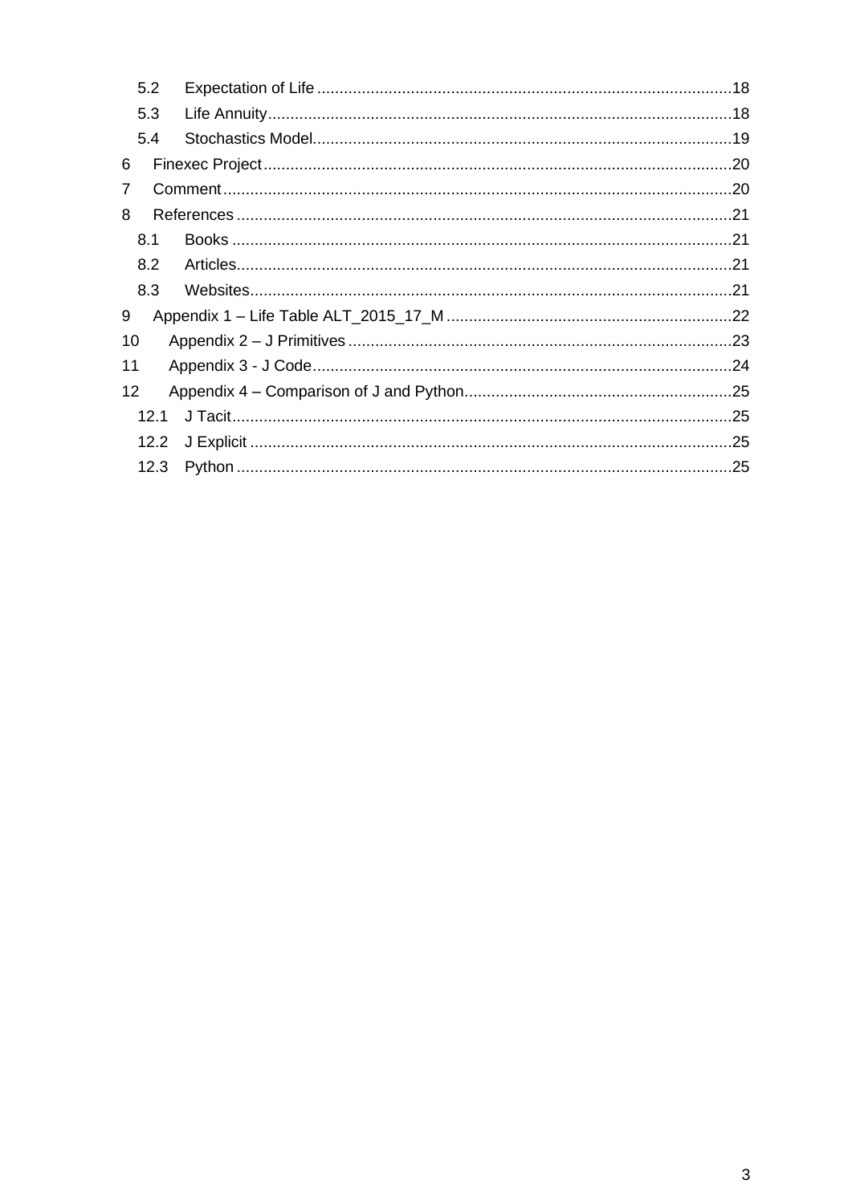5.2 Expectation of Life ....................................................................................18

5.3 Life Annuity................................................................................................18

5.4 Stochastics Model.......................................................................................19

6 Finexec Project..................................................................................................20

7 Comment...........................................................................................................20

8 References ........................................................................................................21

8.1 Books .........................................................................................................21

8.2 Articles........................................................................................................21

8.3 Websites.....................................................................................................21

9 Appendix 1 – Life Table ALT_2015_17_M .........................................................22

10 Appendix 2 – J Primitives .................................................................................23

11 Appendix 3 - J Code..........................................................................................24

12 Appendix 4 – Comparison of J and Python.......................................................25

12.1 J Tacit........................................................................................................25

12.2 J Explicit ....................................................................................................25

12.3 Python .......................................................................................................25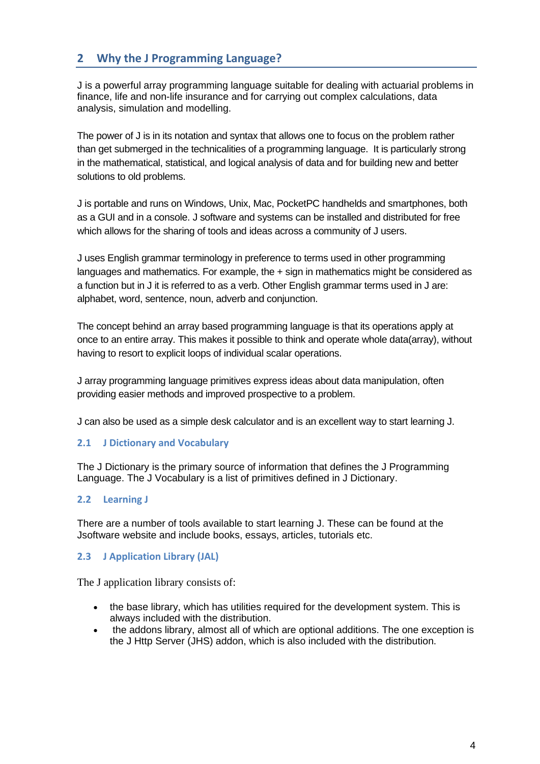## 2 Why the J Programming Language?

J is a powerful array programming language suitable for dealing with actuarial problems in finance, life and non-life insurance and for carrying out complex calculations, data analysis, simulation and modelling.

The power of J is in its notation and syntax that allows one to focus on the problem rather than get submerged in the technicalities of a programming language. It is particularly strong in the mathematical, statistical, and logical analysis of data and for building new and better solutions to old problems.

J is portable and runs on Windows, Unix, Mac, PocketPC handhelds and smartphones, both as a GUI and in a console. J software and systems can be installed and distributed for free which allows for the sharing of tools and ideas across a community of J users.

J uses English grammar terminology in preference to terms used in other programming languages and mathematics. For example, the + sign in mathematics might be considered as a function but in J it is referred to as a verb. Other English grammar terms used in J are: alphabet, word, sentence, noun, adverb and conjunction.

The concept behind an array based programming language is that its operations apply at once to an entire array. This makes it possible to think and operate whole data(array), without having to resort to explicit loops of individual scalar operations.

J array programming language primitives express ideas about data manipulation, often providing easier methods and improved prospective to a problem.

J can also be used as a simple desk calculator and is an excellent way to start learning J.

### 2.1 J Dictionary and Vocabulary

The J Dictionary is the primary source of information that defines the J Programming Language. The J Vocabulary is a list of primitives defined in J Dictionary.

### 2.2 Learning J

There are a number of tools available to start learning J. These can be found at the Jsoftware website and include books, essays, articles, tutorials etc.

### 2.3 J Application Library (JAL)

The J application library consists of:

- the base library, which has utilities required for the development system. This is always included with the distribution.
- the addons library, almost all of which are optional additions. The one exception is the J Http Server (JHS) addon, which is also included with the distribution.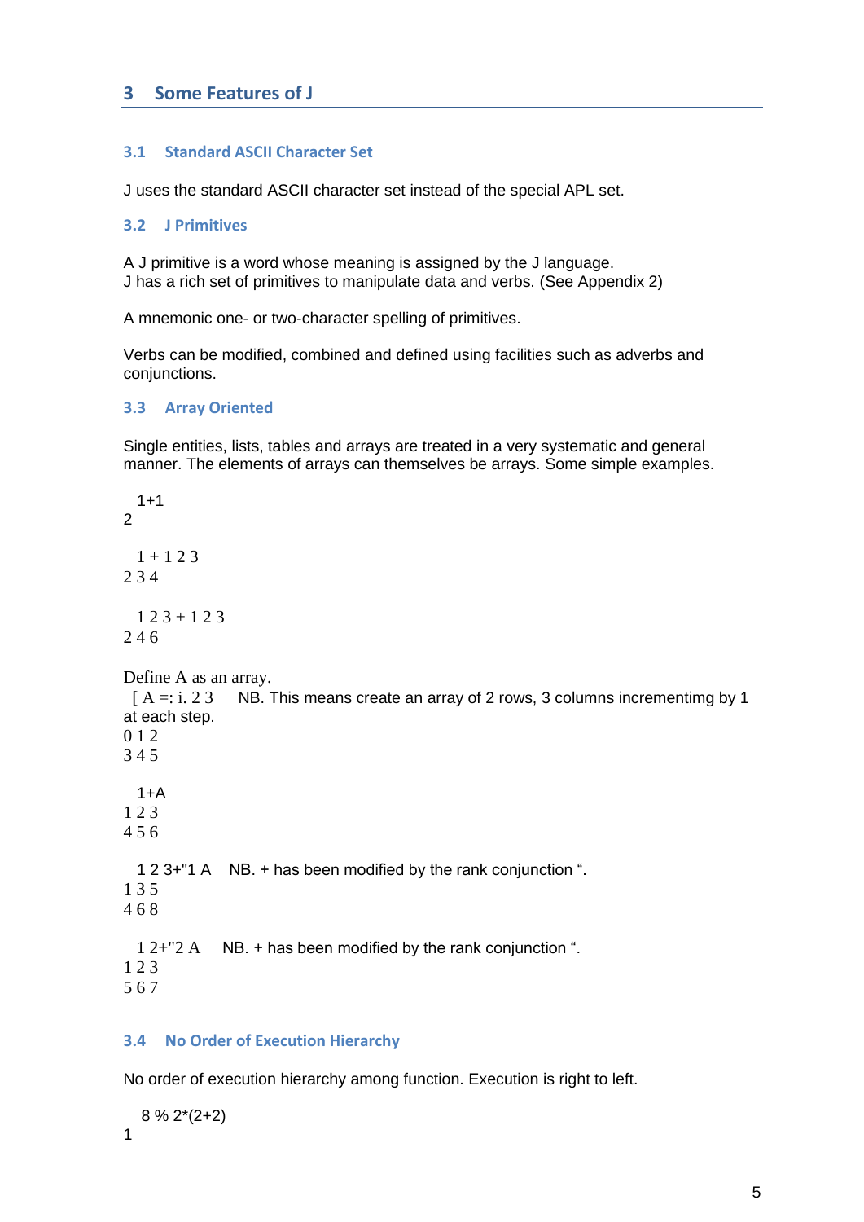## 3 Some Features of J

### 3.1 Standard ASCII Character Set

J uses the standard ASCII character set instead of the special APL set.

### 3.2 J Primitives

A J primitive is a word whose meaning is assigned by the J language.
J has a rich set of primitives to manipulate data and verbs. (See Appendix 2)

A mnemonic one- or two-character spelling of primitives.

Verbs can be modified, combined and defined using facilities such as adverbs and conjunctions.

### 3.3 Array Oriented

Single entities, lists, tables and arrays are treated in a very systematic and general manner. The elements of arrays can themselves be arrays. Some simple examples.

```
   1+1
2

   1 + 1 2 3
2 3 4

   1 2 3 + 1 2 3
2 4 6
```

Define A as an array.

```
   [ A =: i. 2 3
```

NB. This means create an array of 2 rows, 3 columns incrementimg by 1 at each step.

```
0 1 2
3 4 5

   1+A
1 2 3
4 5 6
```

```
   1 2 3+"1 A
```

NB. + has been modified by the rank conjunction ".

```
1 3 5
4 6 8
```

```
   1 2+"2 A
```

NB. + has been modified by the rank conjunction ".

```
1 2 3
5 6 7
```

### 3.4 No Order of Execution Hierarchy

No order of execution hierarchy among function. Execution is right to left.

```
   8 % 2*(2+2)
1
```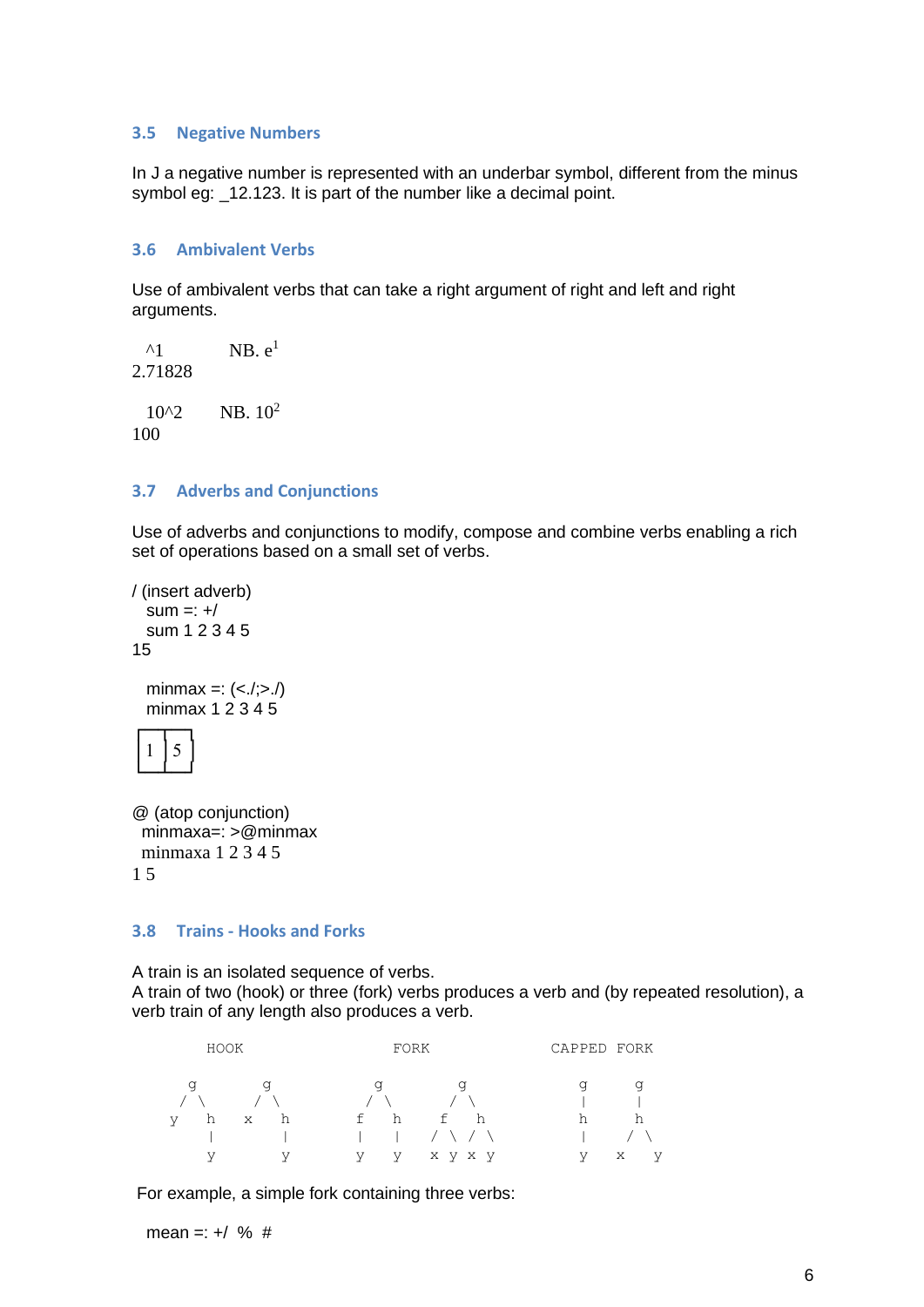## 3.5 Negative Numbers

In J a negative number is represented with an underbar symbol, different from the minus symbol eg: _12.123. It is part of the number like a decimal point.

## 3.6 Ambivalent Verbs

Use of ambivalent verbs that can take a right argument of right and left and right arguments.

```
  ^1          NB. e^1
2.71828

  10^2       NB. 10^2
100
```

## 3.7 Adverbs and Conjunctions

Use of adverbs and conjunctions to modify, compose and combine verbs enabling a rich set of operations based on a small set of verbs.

/ (insert adverb)

```
  sum =: +/
  sum 1 2 3 4 5
15

  minmax =: (<./;>./)
  minmax 1 2 3 4 5
┌─┬─┐
│1│5│
└─┴─┘
```

@ (atop conjunction)

```
  minmaxa=: >@minmax
  minmaxa 1 2 3 4 5
1 5
```

## 3.8 Trains - Hooks and Forks

A train is an isolated sequence of verbs.
A train of two (hook) or three (fork) verbs produces a verb and (by repeated resolution), a verb train of any length also produces a verb.

```
        HOOK                   FORK                CAPPED  FORK

     g       g              g        g             g      g
    / \     / \            / \      / \            |      |
   y   h   x   h          f   h    f   h           h      h
       |       |          |   |   / \ / \          |     / \
       y       y          y   y   x y x y          y    x   y
```

For example, a simple fork containing three verbs:

```
  mean =: +/  %  #
```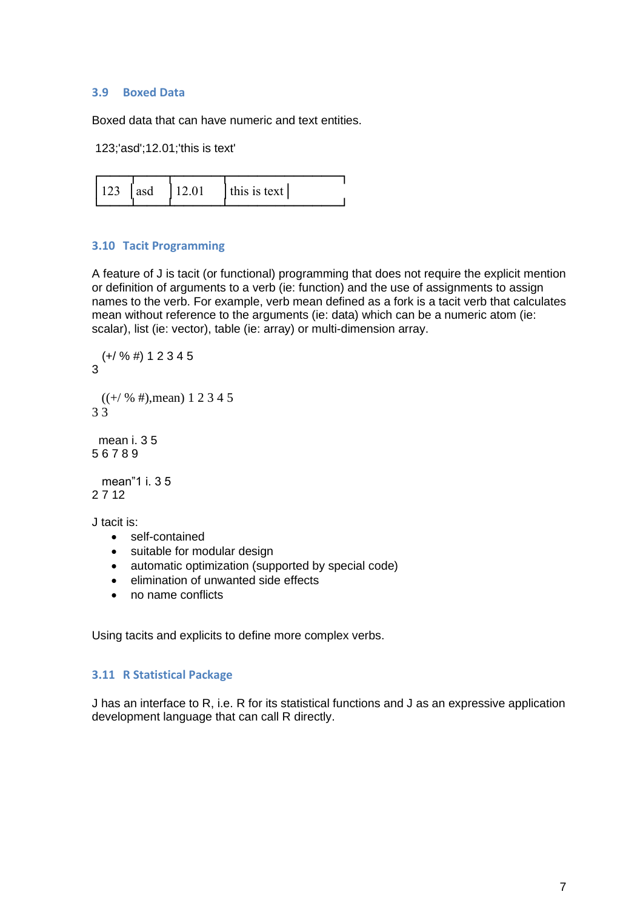### 3.9 Boxed Data

Boxed data that can have numeric and text entities.

```
 123;'asd';12.01;'this is text'
```

```
┌───┬───┬─────┬────────────┐
│123│asd│12.01│this is text│
└───┴───┴─────┴────────────┘
```

### 3.10 Tacit Programming

A feature of J is tacit (or functional) programming that does not require the explicit mention or definition of arguments to a verb (ie: function) and the use of assignments to assign names to the verb. For example, verb mean defined as a fork is a tacit verb that calculates mean without reference to the arguments (ie: data) which can be a numeric atom (ie: scalar), list (ie: vector), table (ie: array) or multi-dimension array.

```
   (+/ % #) 1 2 3 4 5
3

   ((+/ % #),mean) 1 2 3 4 5
3 3

  mean i. 3 5
5 6 7 8 9

   mean"1 i. 3 5
2 7 12
```

J tacit is:

- self-contained
- suitable for modular design
- automatic optimization (supported by special code)
- elimination of unwanted side effects
- no name conflicts

Using tacits and explicits to define more complex verbs.

### 3.11 R Statistical Package

J has an interface to R, i.e. R for its statistical functions and J as an expressive application development language that can call R directly.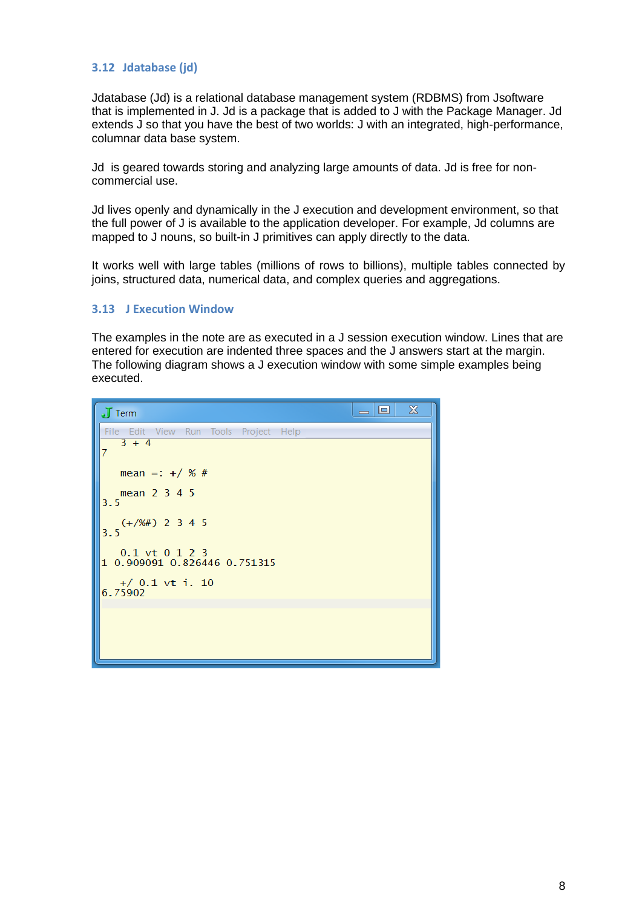### 3.12 Jdatabase (jd)

Jdatabase (Jd) is a relational database management system (RDBMS) from Jsoftware that is implemented in J. Jd is a package that is added to J with the Package Manager. Jd extends J so that you have the best of two worlds: J with an integrated, high-performance, columnar data base system.

Jd is geared towards storing and analyzing large amounts of data. Jd is free for non-commercial use.

Jd lives openly and dynamically in the J execution and development environment, so that the full power of J is available to the application developer. For example, Jd columns are mapped to J nouns, so built-in J primitives can apply directly to the data.

It works well with large tables (millions of rows to billions), multiple tables connected by joins, structured data, numerical data, and complex queries and aggregations.

### 3.13 J Execution Window

The examples in the note are as executed in a J session execution window. Lines that are entered for execution are indented three spaces and the J answers start at the margin. The following diagram shows a J execution window with some simple examples being executed.

```
   3 + 4
7

   mean =: +/ % #

   mean 2 3 4 5
3.5

   (+/%#) 2 3 4 5
3.5

   0.1 vt 0 1 2 3
1 0.909091 0.826446 0.751315

   +/ 0.1 vt i. 10
6.75902
```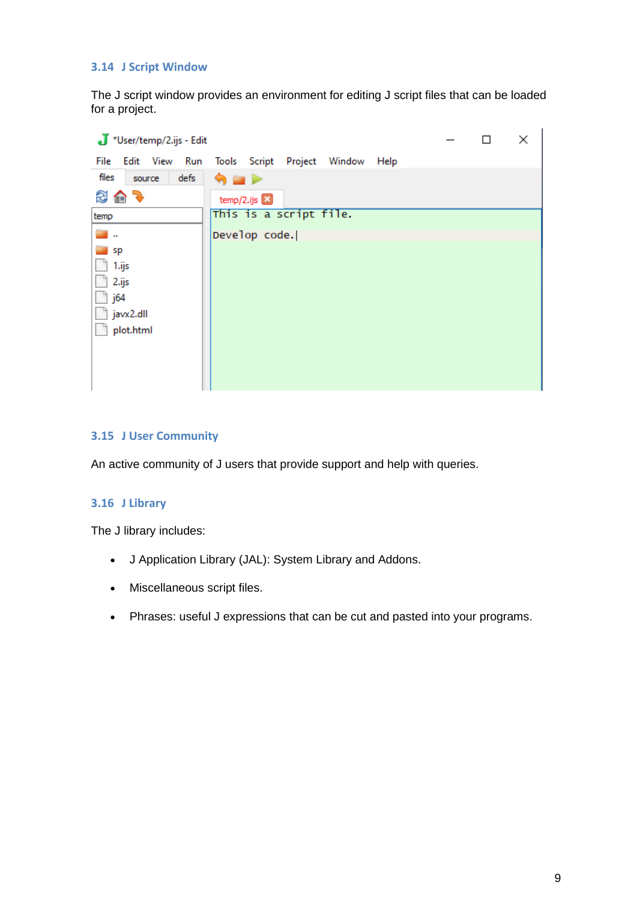### 3.14 J Script Window

The J script window provides an environment for editing J script files that can be loaded for a project.

### 3.15 J User Community

An active community of J users that provide support and help with queries.

### 3.16 J Library

The J library includes:

- J Application Library (JAL): System Library and Addons.
- Miscellaneous script files.
- Phrases: useful J expressions that can be cut and pasted into your programs.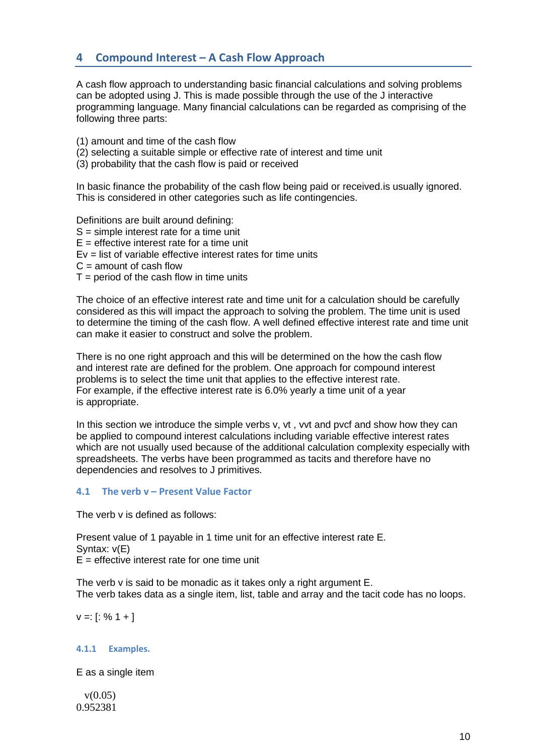## 4 Compound Interest – A Cash Flow Approach

A cash flow approach to understanding basic financial calculations and solving problems can be adopted using J. This is made possible through the use of the J interactive programming language. Many financial calculations can be regarded as comprising of the following three parts:

(1) amount and time of the cash flow
(2) selecting a suitable simple or effective rate of interest and time unit
(3) probability that the cash flow is paid or received

In basic finance the probability of the cash flow being paid or received.is usually ignored. This is considered in other categories such as life contingencies.

Definitions are built around defining:
S = simple interest rate for a time unit
E = effective interest rate for a time unit
Ev = list of variable effective interest rates for time units
C = amount of cash flow
T = period of the cash flow in time units

The choice of an effective interest rate and time unit for a calculation should be carefully considered as this will impact the approach to solving the problem. The time unit is used to determine the timing of the cash flow. A well defined effective interest rate and time unit can make it easier to construct and solve the problem.

There is no one right approach and this will be determined on the how the cash flow and interest rate are defined for the problem. One approach for compound interest problems is to select the time unit that applies to the effective interest rate.
For example, if the effective interest rate is 6.0% yearly a time unit of a year is appropriate.

In this section we introduce the simple verbs v, vt , vvt and pvcf and show how they can be applied to compound interest calculations including variable effective interest rates which are not usually used because of the additional calculation complexity especially with spreadsheets. The verbs have been programmed as tacits and therefore have no dependencies and resolves to J primitives.

### 4.1 The verb v – Present Value Factor

The verb v is defined as follows:

Present value of 1 payable in 1 time unit for an effective interest rate E.
Syntax: v(E)
E = effective interest rate for one time unit

The verb v is said to be monadic as it takes only a right argument E.
The verb takes data as a single item, list, table and array and the tacit code has no loops.

```
v =: [: % 1 + ]
```

#### 4.1.1 Examples.

E as a single item

```
   v(0.05)
0.952381
```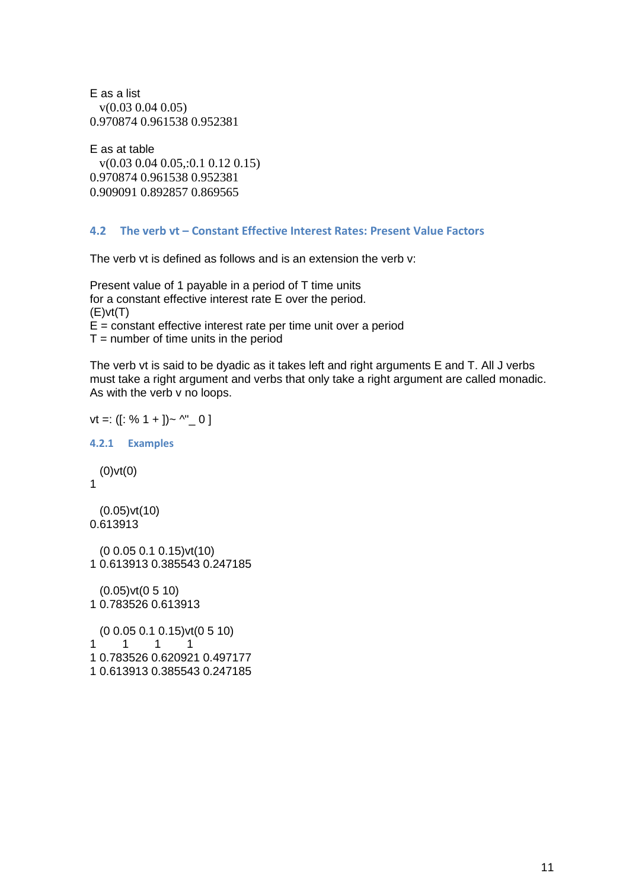E as a list

```
   v(0.03 0.04 0.05)
0.970874 0.961538 0.952381
```

E as at table

```
   v(0.03 0.04 0.05,:0.1 0.12 0.15)
0.970874 0.961538 0.952381
0.909091 0.892857 0.869565
```

## 4.2 The verb vt – Constant Effective Interest Rates: Present Value Factors

The verb vt is defined as follows and is an extension the verb v:

Present value of 1 payable in a period of T time units
for a constant effective interest rate E over the period.
(E)vt(T)
E = constant effective interest rate per time unit over a period
T = number of time units in the period

The verb vt is said to be dyadic as it takes left and right arguments E and T. All J verbs must take a right argument and verbs that only take a right argument are called monadic. As with the verb v no loops.

```
vt =: ([: % 1 + ])~ ^"_ 0 ]
```

### 4.2.1 Examples

```
   (0)vt(0)
1

   (0.05)vt(10)
0.613913

   (0 0.05 0.1 0.15)vt(10)
1 0.613913 0.385543 0.247185

   (0.05)vt(0 5 10)
1 0.783526 0.613913

   (0 0.05 0.1 0.15)vt(0 5 10)
1        1        1        1
1 0.783526 0.620921 0.497177
1 0.613913 0.385543 0.247185
```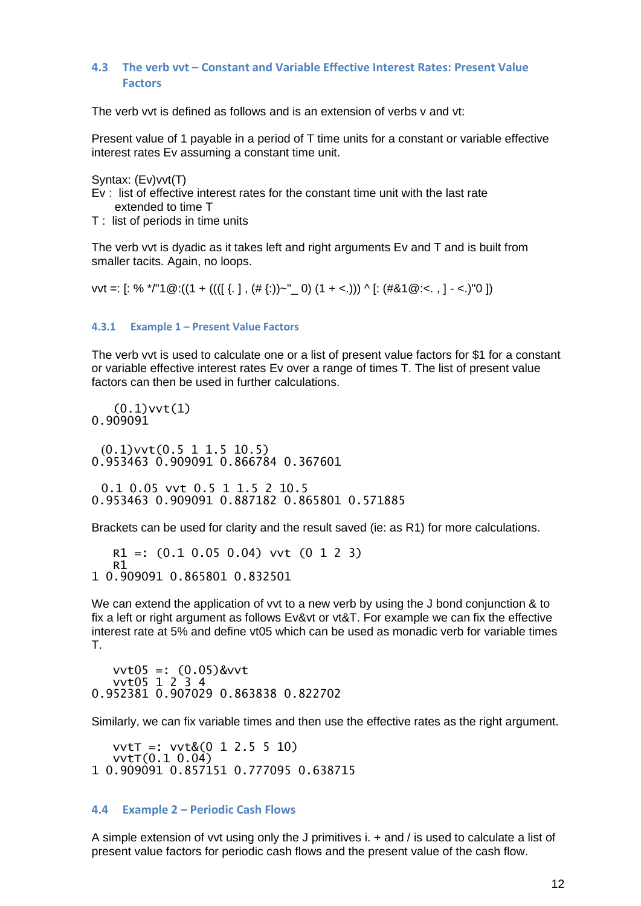## 4.3 The verb vvt – Constant and Variable Effective Interest Rates: Present Value Factors

The verb vvt is defined as follows and is an extension of verbs v and vt:

Present value of 1 payable in a period of T time units for a constant or variable effective interest rates Ev assuming a constant time unit.

Syntax: (Ev)vvt(T)
Ev : list of effective interest rates for the constant time unit with the last rate extended to time T
T : list of periods in time units

The verb vvt is dyadic as it takes left and right arguments Ev and T and is built from smaller tacits. Again, no loops.

```
vvt =: [: % */"1@:((1 + ((([ {. ] , (# {:))~"_ 0) (1 + <.))) ^ [: (#&1@:<. , ] - <.)"0 ])
```

### 4.3.1 Example 1 – Present Value Factors

The verb vvt is used to calculate one or a list of present value factors for $1 for a constant or variable effective interest rates Ev over a range of times T. The list of present value factors can then be used in further calculations.

```
   (0.1)vvt(1)
0.909091

  (0.1)vvt(0.5 1 1.5 10.5)
0.953463 0.909091 0.866784 0.367601

  0.1 0.05 vvt 0.5 1 1.5 2 10.5
0.953463 0.909091 0.887182 0.865801 0.571885
```

Brackets can be used for clarity and the result saved (ie: as R1) for more calculations.

```
   R1 =: (0.1 0.05 0.04) vvt (0 1 2 3)
   R1
1 0.909091 0.865801 0.832501
```

We can extend the application of vvt to a new verb by using the J bond conjunction & to fix a left or right argument as follows Ev&vt or vt&T. For example we can fix the effective interest rate at 5% and define vt05 which can be used as monadic verb for variable times T.

```
   vvt05 =: (0.05)&vvt
   vvt05 1 2 3 4
0.952381 0.907029 0.863838 0.822702
```

Similarly, we can fix variable times and then use the effective rates as the right argument.

```
   vvtT =: vvt&(0 1 2.5 5 10)
   vvtT(0.1 0.04)
1 0.909091 0.857151 0.777095 0.638715
```

## 4.4 Example 2 – Periodic Cash Flows

A simple extension of vvt using only the J primitives i. + and / is used to calculate a list of present value factors for periodic cash flows and the present value of the cash flow.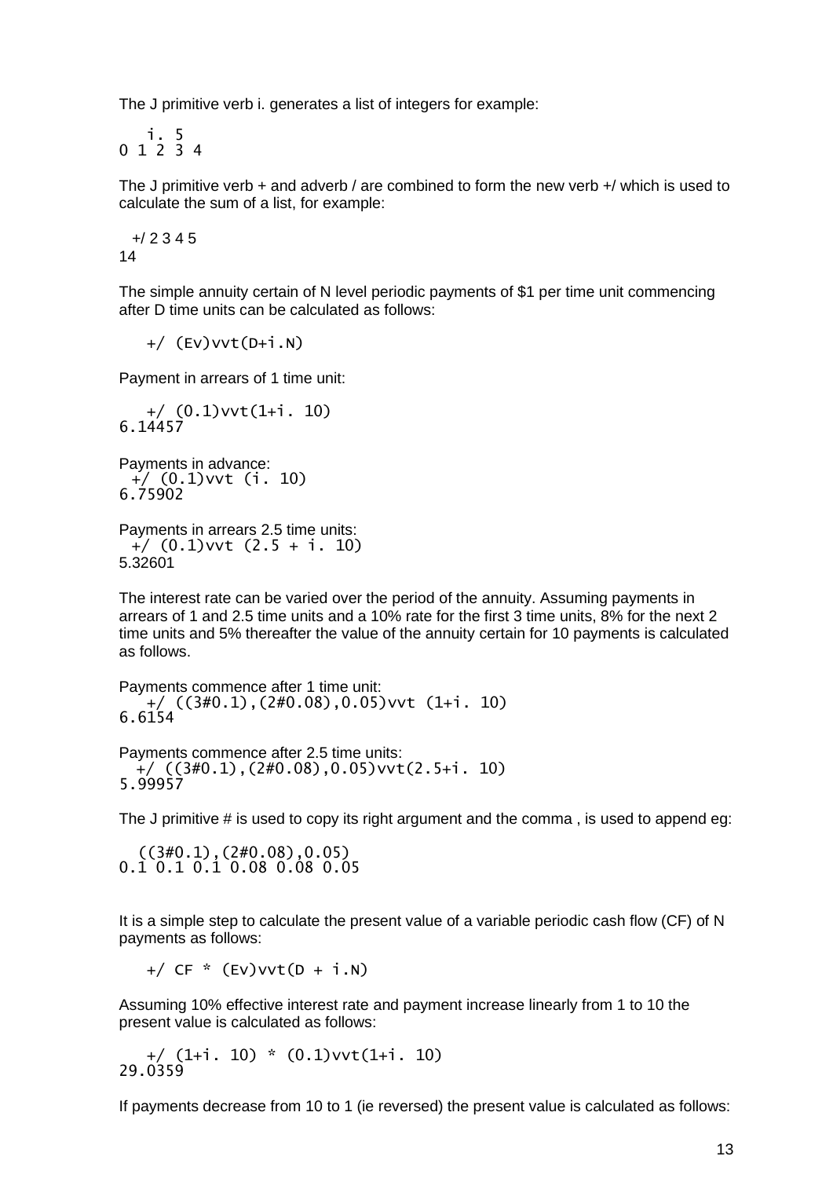The J primitive verb i. generates a list of integers for example:

```
   i. 5
0 1 2 3 4
```

The J primitive verb + and adverb / are combined to form the new verb +/ which is used to calculate the sum of a list, for example:

```
  +/ 2 3 4 5
14
```

The simple annuity certain of N level periodic payments of $1 per time unit commencing after D time units can be calculated as follows:

```
   +/ (Ev)vvt(D+i.N)
```

Payment in arrears of 1 time unit:

```
   +/ (0.1)vvt(1+i. 10)
6.14457
```

Payments in advance:

```
 +/ (0.1)vvt (i. 10)
6.75902
```

Payments in arrears 2.5 time units:

```
 +/ (0.1)vvt (2.5 + i. 10)
5.32601
```

The interest rate can be varied over the period of the annuity. Assuming payments in arrears of 1 and 2.5 time units and a 10% rate for the first 3 time units, 8% for the next 2 time units and 5% thereafter the value of the annuity certain for 10 payments is calculated as follows.

Payments commence after 1 time unit:

```
   +/ ((3#0.1),(2#0.08),0.05)vvt (1+i. 10)
6.6154
```

Payments commence after 2.5 time units:

```
  +/ ((3#0.1),(2#0.08),0.05)vvt(2.5+i. 10)
5.99957
```

The J primitive # is used to copy its right argument and the comma , is used to append eg:

```
  ((3#0.1),(2#0.08),0.05)
0.1 0.1 0.1 0.08 0.08 0.05
```

It is a simple step to calculate the present value of a variable periodic cash flow (CF) of N payments as follows:

```
   +/ CF * (Ev)vvt(D + i.N)
```

Assuming 10% effective interest rate and payment increase linearly from 1 to 10 the present value is calculated as follows:

```
   +/ (1+i. 10) * (0.1)vvt(1+i. 10)
29.0359
```

If payments decrease from 10 to 1 (ie reversed) the present value is calculated as follows: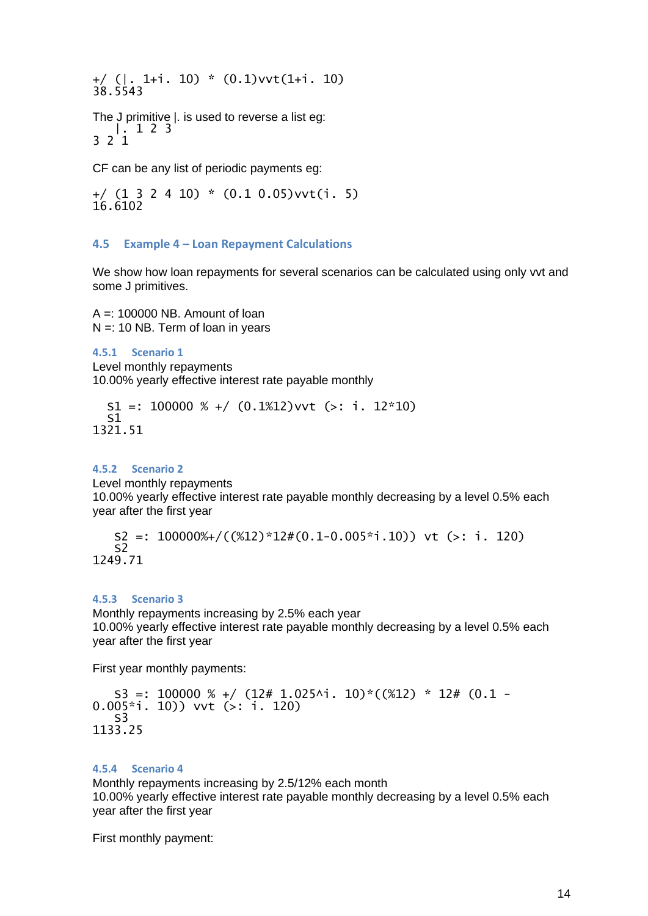```
+/ (|. 1+i. 10) * (0.1)vvt(1+i. 10)
38.5543
```

The J primitive |. is used to reverse a list eg:

```
   |. 1 2 3
3 2 1
```

CF can be any list of periodic payments eg:

```
+/ (1 3 2 4 10) * (0.1 0.05)vvt(i. 5)
16.6102
```

### 4.5 Example 4 – Loan Repayment Calculations

We show how loan repayments for several scenarios can be calculated using only vvt and some J primitives.

A =: 100000 NB. Amount of loan
N =: 10 NB. Term of loan in years

#### 4.5.1 Scenario 1

Level monthly repayments
10.00% yearly effective interest rate payable monthly

```
  S1 =: 100000 % +/ (0.1%12)vvt (>: i. 12*10)
  S1
1321.51
```

#### 4.5.2 Scenario 2

Level monthly repayments
10.00% yearly effective interest rate payable monthly decreasing by a level 0.5% each year after the first year

```
   S2 =: 100000%+/((%12)*12#(0.1-0.005*i.10)) vt (>: i. 120)
   S2
1249.71
```

#### 4.5.3 Scenario 3

Monthly repayments increasing by 2.5% each year
10.00% yearly effective interest rate payable monthly decreasing by a level 0.5% each year after the first year

First year monthly payments:

```
   S3 =: 100000 % +/ (12# 1.025^i. 10)*((%12) * 12# (0.1 -
0.005*i. 10)) vvt (>: i. 120)
   S3
1133.25
```

#### 4.5.4 Scenario 4

Monthly repayments increasing by 2.5/12% each month
10.00% yearly effective interest rate payable monthly decreasing by a level 0.5% each year after the first year

First monthly payment: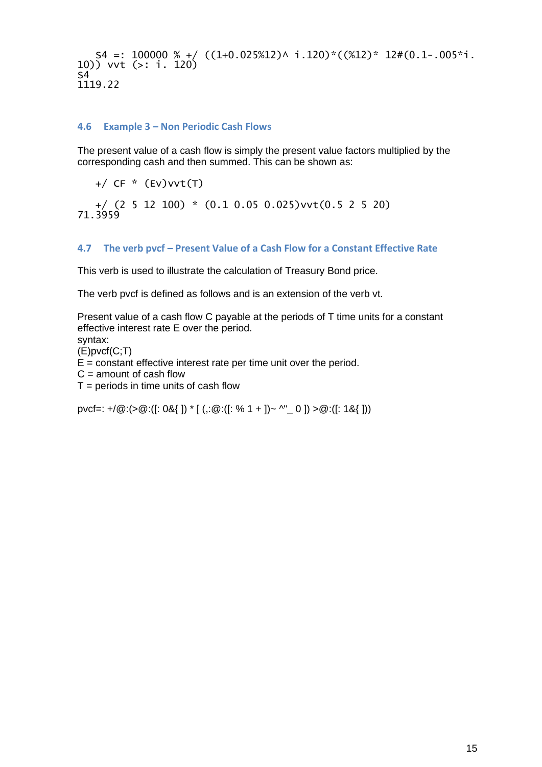```
   S4 =: 100000 % +/ ((1+0.025%12)^ i.120)*((%12)* 12#(0.1-.005*i.
10)) vvt (>: i. 120)
S4
1119.22
```

### 4.6 Example 3 – Non Periodic Cash Flows

The present value of a cash flow is simply the present value factors multiplied by the corresponding cash and then summed. This can be shown as:

```
   +/ CF * (Ev)vvt(T)

   +/ (2 5 12 100) * (0.1 0.05 0.025)vvt(0.5 2 5 20)
71.3959
```

### 4.7 The verb pvcf – Present Value of a Cash Flow for a Constant Effective Rate

This verb is used to illustrate the calculation of Treasury Bond price.

The verb pvcf is defined as follows and is an extension of the verb vt.

Present value of a cash flow C payable at the periods of T time units for a constant effective interest rate E over the period.
syntax:
(E)pvcf(C;T)
E = constant effective interest rate per time unit over the period.
C = amount of cash flow
T = periods in time units of cash flow

```
pvcf=: +/@:(>@:([: 0&{ ]) * [ (,:@:([: % 1 + ])~ ^"_ 0 ]) >@:([: 1&{ ]))
```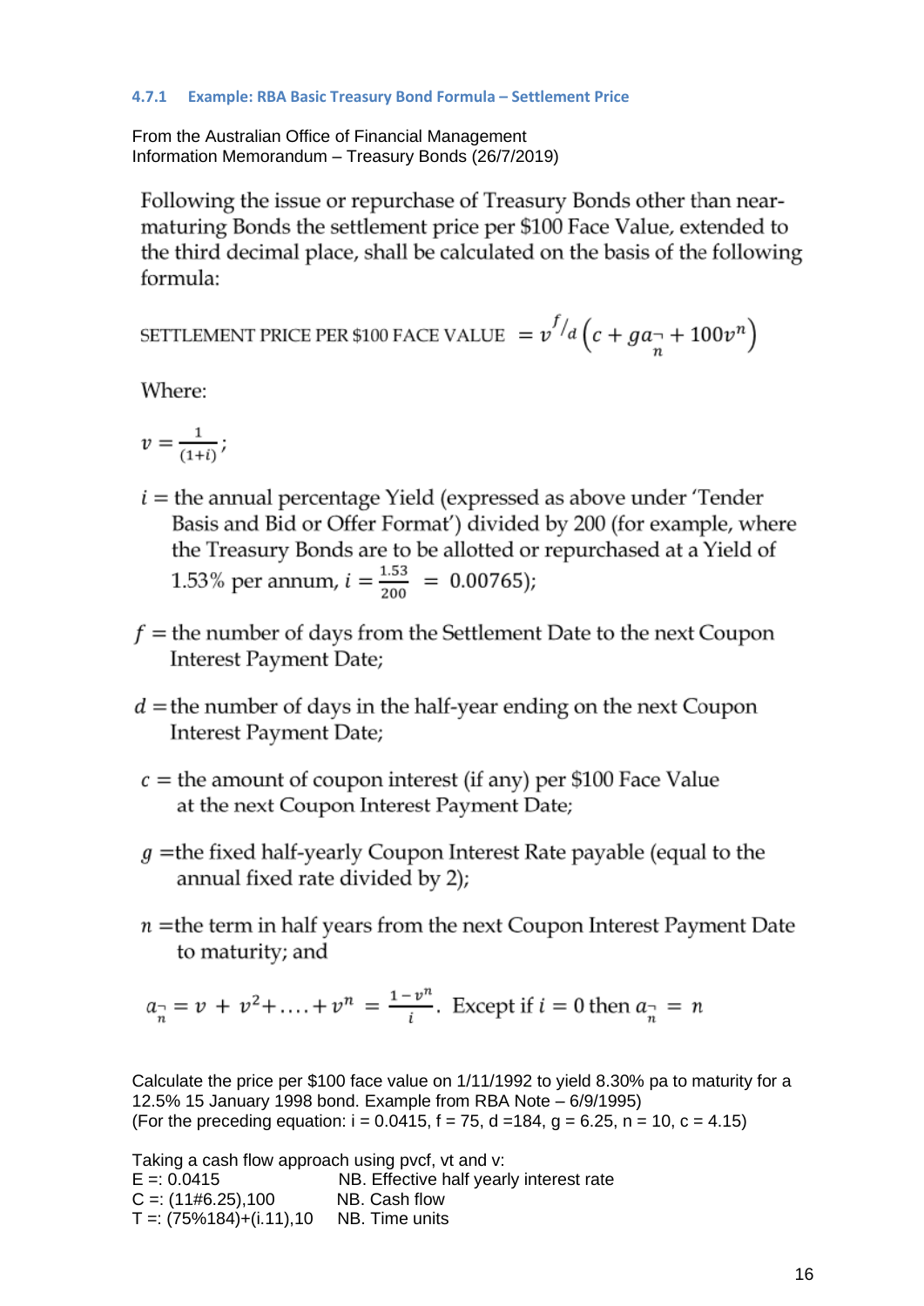### 4.7.1 Example: RBA Basic Treasury Bond Formula – Settlement Price

From the Australian Office of Financial Management
Information Memorandum – Treasury Bonds (26/7/2019)

Following the issue or repurchase of Treasury Bonds other than near-maturing Bonds the settlement price per $100 Face Value, extended to the third decimal place, shall be calculated on the basis of the following formula:

$$\text{SETTLEMENT PRICE PER \$100 FACE VALUE} = v^{f/d}\left(c + ga_{\overline{n}|} + 100v^{n}\right)$$

Where:

$v = \frac{1}{(1+i)}$;

$i$ = the annual percentage Yield (expressed as above under 'Tender Basis and Bid or Offer Format') divided by 200 (for example, where the Treasury Bonds are to be allotted or repurchased at a Yield of 1.53% per annum, $i = \frac{1.53}{200} = 0.00765$);

$f$ = the number of days from the Settlement Date to the next Coupon Interest Payment Date;

$d$ = the number of days in the half-year ending on the next Coupon Interest Payment Date;

$c$ = the amount of coupon interest (if any) per $100 Face Value at the next Coupon Interest Payment Date;

$g$ = the fixed half-yearly Coupon Interest Rate payable (equal to the annual fixed rate divided by 2);

$n$ = the term in half years from the next Coupon Interest Payment Date to maturity; and

$a_{\overline{n}|} = v + v^2 + \ldots + v^n = \frac{1-v^n}{i}$. Except if $i = 0$ then $a_{\overline{n}|} = n$

Calculate the price per $100 face value on 1/11/1992 to yield 8.30% pa to maturity for a 12.5% 15 January 1998 bond. Example from RBA Note – 6/9/1995)
(For the preceding equation: i = 0.0415, f = 75, d =184, g = 6.25, n = 10, c = 4.15)

Taking a cash flow approach using pvcf, vt and v:

```
E =: 0.0415                 NB. Effective half yearly interest rate
C =: (11#6.25),100          NB. Cash flow
T =: (75%184)+(i.11),10     NB. Time units
```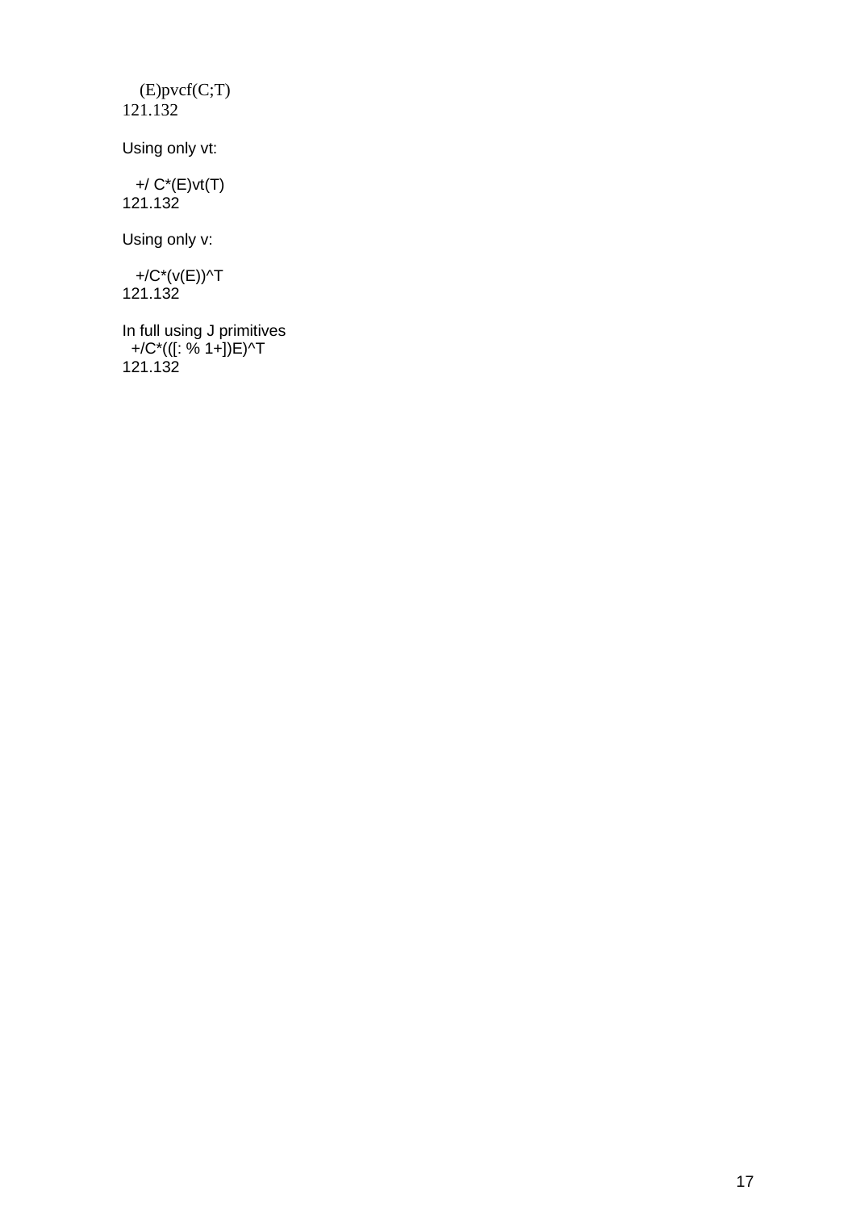```
   (E)pvcf(C;T)
121.132
```

Using only vt:

```
   +/ C*(E)vt(T)
121.132
```

Using only v:

```
   +/C*(v(E))^T
121.132
```

In full using J primitives

```
  +/C*(([: % 1+])E)^T
121.132
```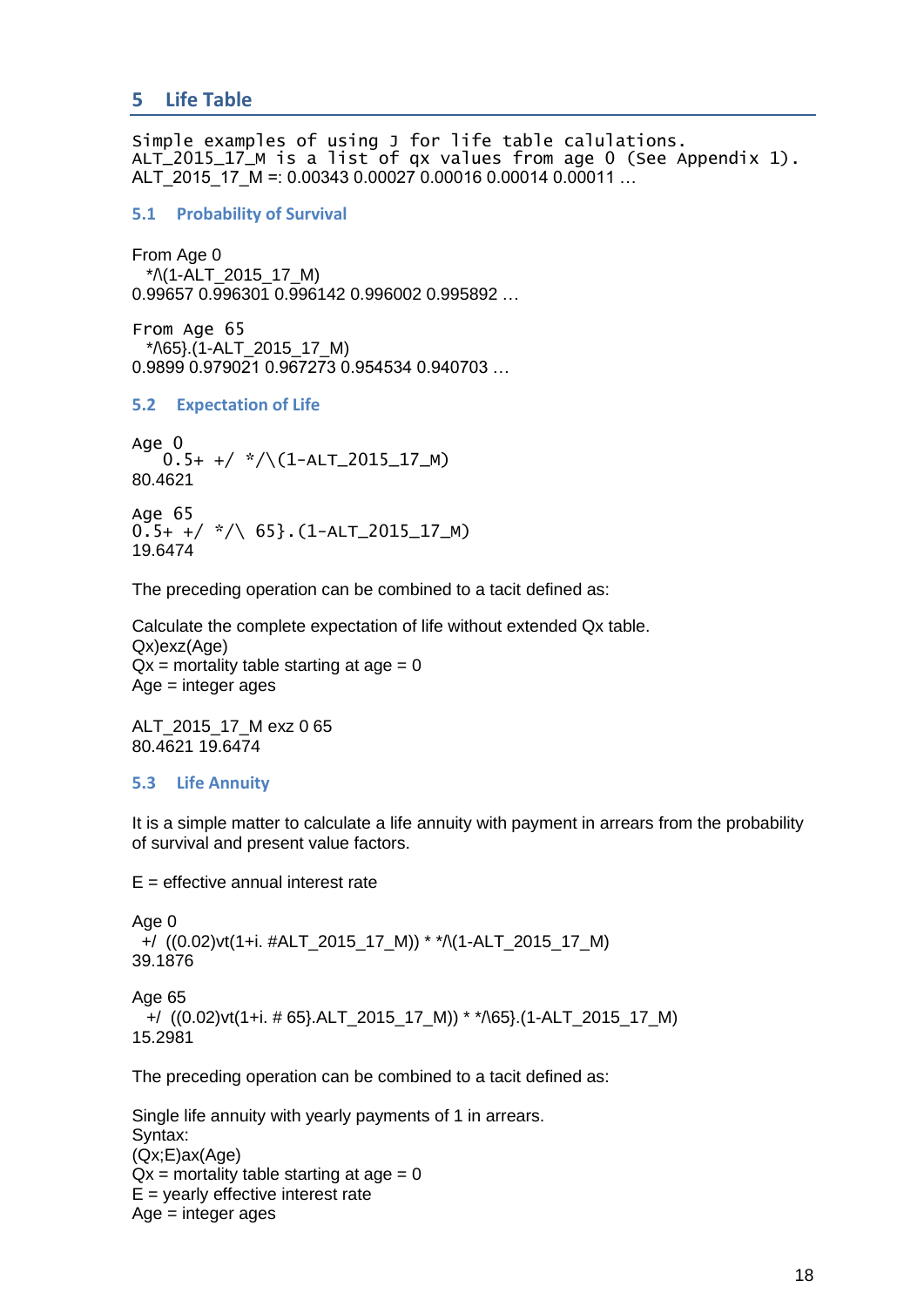## 5 Life Table

```
Simple examples of using J for life table calulations.
ALT_2015_17_M is a list of qx values from age 0 (See Appendix 1).
ALT_2015_17_M =: 0.00343 0.00027 0.00016 0.00014 0.00011 …
```

### 5.1 Probability of Survival

From Age 0

```
  */\(1-ALT_2015_17_M)
0.99657 0.996301 0.996142 0.996002 0.995892 …
```

From Age 65

```
  */\65}.(1-ALT_2015_17_M)
0.9899 0.979021 0.967273 0.954534 0.940703 …
```

### 5.2 Expectation of Life

Age 0

```
   0.5+ +/ */\(1-ALT_2015_17_M)
80.4621
```

Age 65

```
0.5+ +/ */\ 65}.(1-ALT_2015_17_M)
19.6474
```

The preceding operation can be combined to a tacit defined as:

Calculate the complete expectation of life without extended Qx table.
Qx)exz(Age)
Qx = mortality table starting at age = 0
Age = integer ages

```
ALT_2015_17_M exz 0 65
80.4621 19.6474
```

### 5.3 Life Annuity

It is a simple matter to calculate a life annuity with payment in arrears from the probability of survival and present value factors.

E = effective annual interest rate

Age 0

```
 +/ ((0.02)vt(1+i. #ALT_2015_17_M)) * */\(1-ALT_2015_17_M)
39.1876
```

Age 65

```
  +/ ((0.02)vt(1+i. # 65}.ALT_2015_17_M)) * */\65}.(1-ALT_2015_17_M)
15.2981
```

The preceding operation can be combined to a tacit defined as:

Single life annuity with yearly payments of 1 in arrears.
Syntax:
(Qx;E)ax(Age)
Qx = mortality table starting at age = 0
E = yearly effective interest rate
Age = integer ages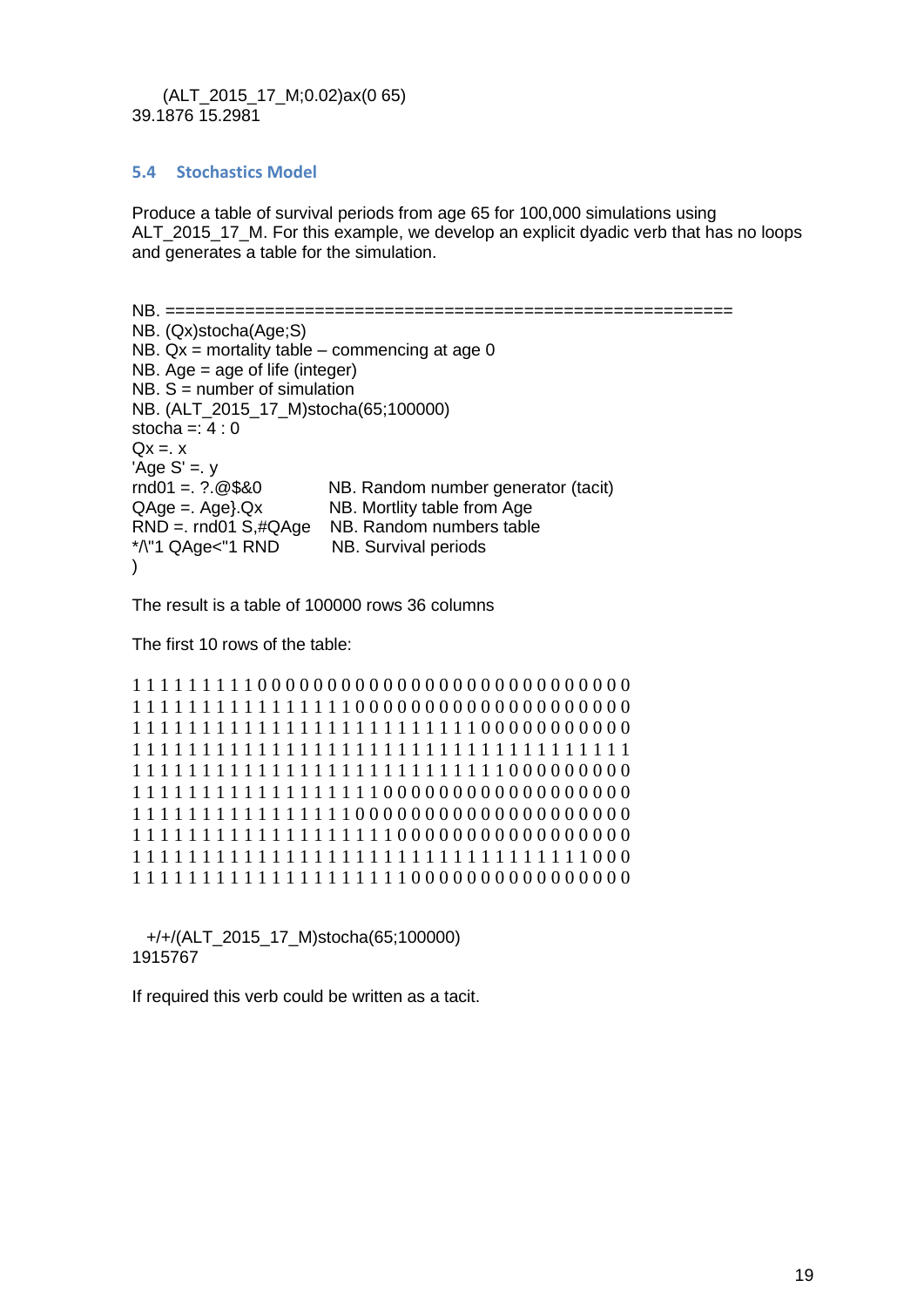```
   (ALT_2015_17_M;0.02)ax(0 65)
39.1876 15.2981
```

### 5.4 Stochastics Model

Produce a table of survival periods from age 65 for 100,000 simulations using ALT_2015_17_M. For this example, we develop an explicit dyadic verb that has no loops and generates a table for the simulation.

```
NB. =========================================================
NB. (Qx)stocha(Age;S)
NB. Qx = mortality table – commencing at age 0
NB. Age = age of life (integer)
NB. S = number of simulation
NB. (ALT_2015_17_M)stocha(65;100000)
stocha =: 4 : 0
Qx =. x
'Age S' =. y
rnd01 =. ?.@$&0          NB. Random number generator (tacit)
QAge =. Age}.Qx          NB. Mortlity table from Age
RND =. rnd01 S,#QAge     NB. Random numbers table
*/\"1 QAge<"1 RND        NB. Survival periods
)
```

The result is a table of 100000 rows 36 columns

The first 10 rows of the table:

```
1 1 1 1 1 1 1 1 1 0 0 0 0 0 0 0 0 0 0 0 0 0 0 0 0 0 0 0 0 0 0 0 0 0 0 0
1 1 1 1 1 1 1 1 1 1 1 1 1 1 1 0 0 0 0 0 0 0 0 0 0 0 0 0 0 0 0 0 0 0 0 0
1 1 1 1 1 1 1 1 1 1 1 1 1 1 1 1 1 1 1 1 1 1 1 1 1 0 0 0 0 0 0 0 0 0 0 0
1 1 1 1 1 1 1 1 1 1 1 1 1 1 1 1 1 1 1 1 1 1 1 1 1 1 1 1 1 1 1 1 1 1 1 1
1 1 1 1 1 1 1 1 1 1 1 1 1 1 1 1 1 1 1 1 1 1 1 1 1 1 1 0 0 0 0 0 0 0 0 0
1 1 1 1 1 1 1 1 1 1 1 1 1 1 1 1 1 1 0 0 0 0 0 0 0 0 0 0 0 0 0 0 0 0 0 0
1 1 1 1 1 1 1 1 1 1 1 1 1 1 1 0 0 0 0 0 0 0 0 0 0 0 0 0 0 0 0 0 0 0 0 0
1 1 1 1 1 1 1 1 1 1 1 1 1 1 1 1 1 1 1 1 0 0 0 0 0 0 0 0 0 0 0 0 0 0 0 0
1 1 1 1 1 1 1 1 1 1 1 1 1 1 1 1 1 1 1 1 1 1 1 1 1 1 1 1 1 1 1 1 1 0 0 0
1 1 1 1 1 1 1 1 1 1 1 1 1 1 1 1 1 1 1 1 0 0 0 0 0 0 0 0 0 0 0 0 0 0 0 0
```

```
   +/+/(ALT_2015_17_M)stocha(65;100000)
1915767
```

If required this verb could be written as a tacit.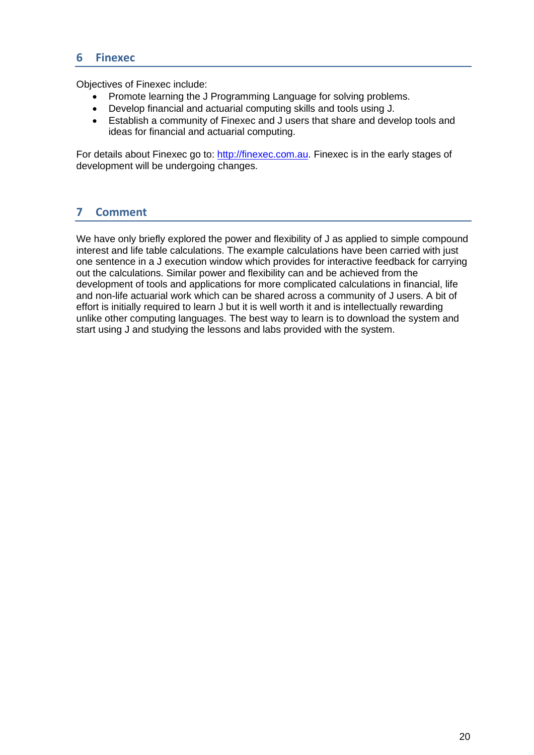## 6 Finexec

Objectives of Finexec include:

- Promote learning the J Programming Language for solving problems.
- Develop financial and actuarial computing skills and tools using J.
- Establish a community of Finexec and J users that share and develop tools and ideas for financial and actuarial computing.

For details about Finexec go to: [http://finexec.com.au](http://finexec.com.au). Finexec is in the early stages of development will be undergoing changes.

## 7 Comment

We have only briefly explored the power and flexibility of J as applied to simple compound interest and life table calculations. The example calculations have been carried with just one sentence in a J execution window which provides for interactive feedback for carrying out the calculations. Similar power and flexibility can and be achieved from the development of tools and applications for more complicated calculations in financial, life and non-life actuarial work which can be shared across a community of J users. A bit of effort is initially required to learn J but it is well worth it and is intellectually rewarding unlike other computing languages. The best way to learn is to download the system and start using J and studying the lessons and labs provided with the system.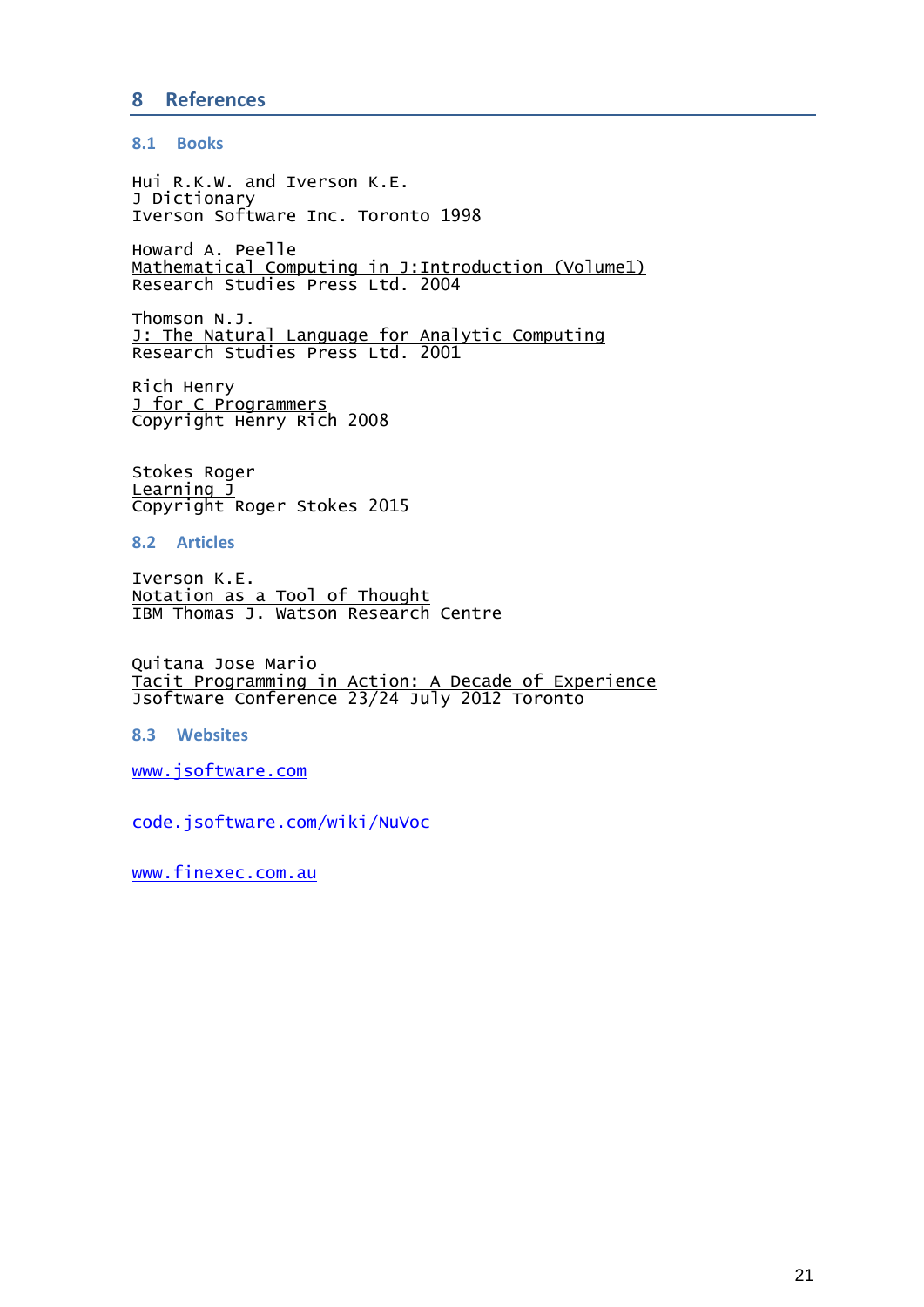# 8 References

## 8.1 Books

Hui R.K.W. and Iverson K.E.
J Dictionary
Iverson Software Inc. Toronto 1998

Howard A. Peelle
Mathematical Computing in J:Introduction (Volume1)
Research Studies Press Ltd. 2004

Thomson N.J.
J: The Natural Language for Analytic Computing
Research Studies Press Ltd. 2001

Rich Henry
J for C Programmers
Copyright Henry Rich 2008

Stokes Roger
Learning J
Copyright Roger Stokes 2015

## 8.2 Articles

Iverson K.E.
Notation as a Tool of Thought
IBM Thomas J. Watson Research Centre

Quitana Jose Mario
Tacit Programming in Action: A Decade of Experience
Jsoftware Conference 23/24 July 2012 Toronto

## 8.3 Websites

www.jsoftware.com

code.jsoftware.com/wiki/NuVoc

www.finexec.com.au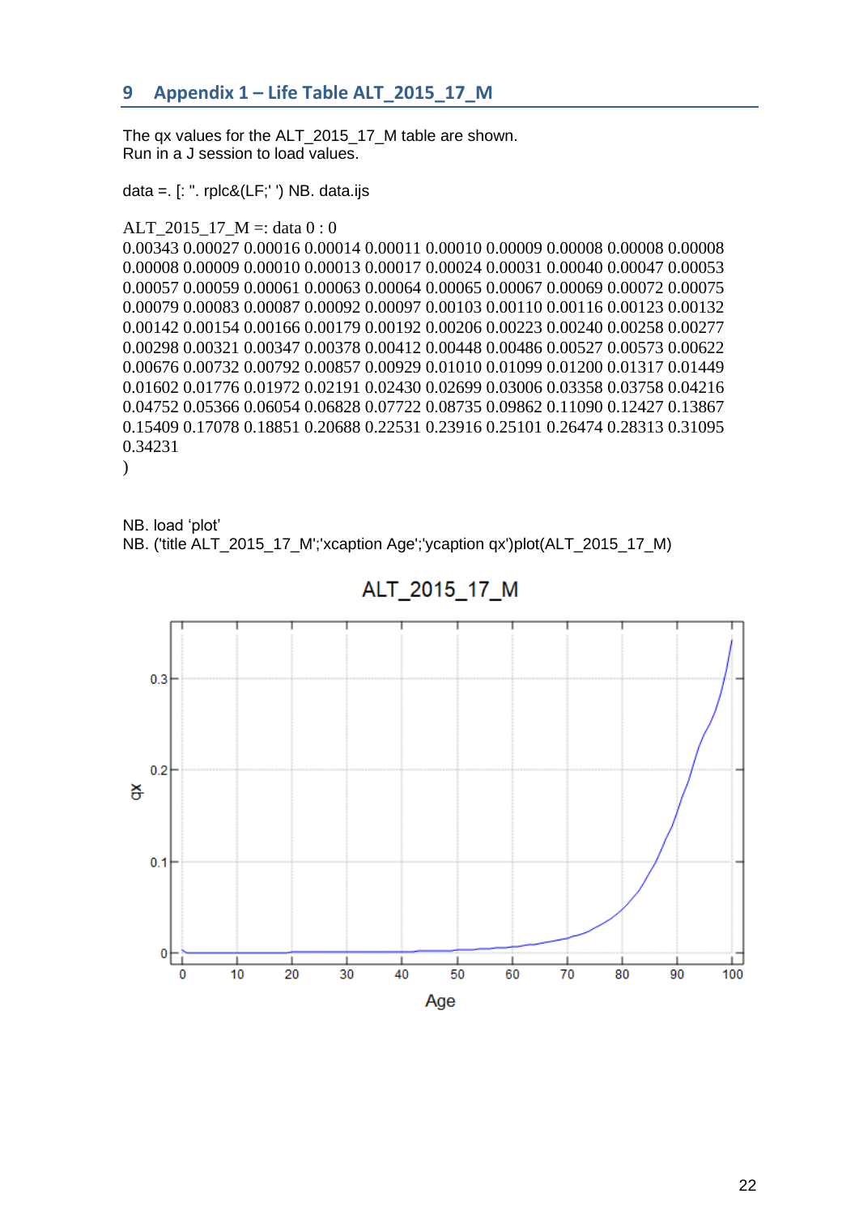## 9 Appendix 1 – Life Table ALT_2015_17_M

The qx values for the ALT_2015_17_M table are shown.
Run in a J session to load values.

data =. [: ". rplc&(LF;' ') NB. data.ijs

```
ALT_2015_17_M =: data 0 : 0
0.00343 0.00027 0.00016 0.00014 0.00011 0.00010 0.00009 0.00008 0.00008 0.00008
0.00008 0.00009 0.00010 0.00013 0.00017 0.00024 0.00031 0.00040 0.00047 0.00053
0.00057 0.00059 0.00061 0.00063 0.00064 0.00065 0.00067 0.00069 0.00072 0.00075
0.00079 0.00083 0.00087 0.00092 0.00097 0.00103 0.00110 0.00116 0.00123 0.00132
0.00142 0.00154 0.00166 0.00179 0.00192 0.00206 0.00223 0.00240 0.00258 0.00277
0.00298 0.00321 0.00347 0.00378 0.00412 0.00448 0.00486 0.00527 0.00573 0.00622
0.00676 0.00732 0.00792 0.00857 0.00929 0.01010 0.01099 0.01200 0.01317 0.01449
0.01602 0.01776 0.01972 0.02191 0.02430 0.02699 0.03006 0.03358 0.03758 0.04216
0.04752 0.05366 0.06054 0.06828 0.07722 0.08735 0.09862 0.11090 0.12427 0.13867
0.15409 0.17078 0.18851 0.20688 0.22531 0.23916 0.25101 0.26474 0.28313 0.31095
0.34231
)
```

NB. load 'plot'
NB. ('title ALT_2015_17_M';'xcaption Age';'ycaption qx')plot(ALT_2015_17_M)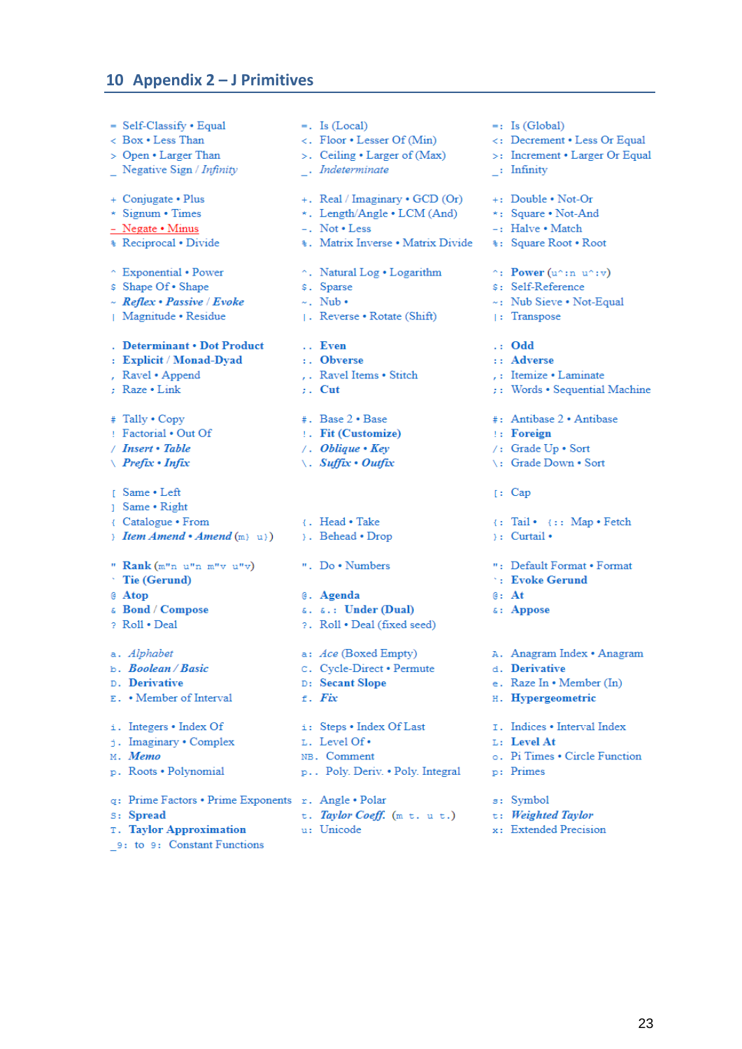## 10 Appendix 2 – J Primitives

- `=` Self-Classify • Equal
- `=.` Is (Local)
- `=:` Is (Global)
- `<` Box • Less Than
- `<.` Floor • Lesser Of (Min)
- `<:` Decrement • Less Or Equal
- `>` Open • Larger Than
- `>.` Ceiling • Larger of (Max)
- `>:` Increment • Larger Or Equal
- `_` Negative Sign / *Infinity*
- `_.` *Indeterminate*
- `_:` Infinity

---

- `+` Conjugate • Plus
- `+.` Real / Imaginary • GCD (Or)
- `+:` Double • Not-Or
- `*` Signum • Times
- `*.` Length/Angle • LCM (And)
- `*:` Square • Not-And
- `-` Negate • Minus
- `-.` Not • Less
- `-:` Halve • Match
- `%` Reciprocal • Divide
- `%.` Matrix Inverse • Matrix Divide
- `%:` Square Root • Root

---

- `^` Exponential • Power
- `^.` Natural Log • Logarithm
- `^:` **Power** (`u^:n u^:v`)
- `$` Shape Of • Shape
- `$.` Sparse
- `$:` Self-Reference
- `~` ***Reflex • Passive / Evoke***
- `~.` Nub •
- `~:` Nub Sieve • Not-Equal
- `|` Magnitude • Residue
- `|.` Reverse • Rotate (Shift)
- `|:` Transpose

---

- `.` **Determinant • Dot Product**
- `..` **Even**
- `.:` **Odd**
- `:` **Explicit / Monad-Dyad**
- `:.` **Obverse**
- `::` **Adverse**
- `,` Ravel • Append
- `,.` Ravel Items • Stitch
- `,:` Itemize • Laminate
- `;` Raze • Link
- `;.` **Cut**
- `;:` Words • Sequential Machine

---

- `#` Tally • Copy
- `#.` Base 2 • Base
- `#:` Antibase 2 • Antibase
- `!` Factorial • Out Of
- `!.` **Fit (Customize)**
- `!:` **Foreign**
- `/` ***Insert • Table***
- `/.` ***Oblique • Key***
- `/:` Grade Up • Sort
- `\` ***Prefix • Infix***
- `\.` ***Suffix • Outfix***
- `\:` Grade Down • Sort

---

- `[` Same • Left
- `[:` Cap
- `]` Same • Right
- `{` Catalogue • From
- `{.` Head • Take
- `{:` Tail •
- `{::` Map • Fetch
- `}` ***Item Amend • Amend*** (`m} u}`)
- `}.` Behead • Drop
- `}:` Curtail •

---

- `"` **Rank** (`m"n u"n m"v u"v`)
- `".` Do • Numbers
- `":` Default Format • Format
- `` ` `` **Tie (Gerund)**
- `` `: `` **Evoke Gerund**
- `@` **Atop**
- `@.` **Agenda**
- `@:` **At**
- `&` **Bond / Compose**
- `&.` `&.:` **Under (Dual)**
- `&:` **Appose**
- `?` Roll • Deal
- `?.` Roll • Deal (fixed seed)

---

- `a.` *Alphabet*
- `a:` *Ace* (Boxed Empty)
- `A.` Anagram Index • Anagram
- `b.` ***Boolean / Basic***
- `C.` Cycle-Direct • Permute
- `d.` **Derivative**
- `D.` **Derivative**
- `D:` **Secant Slope**
- `e.` Raze In • Member (In)
- `E.` • Member of Interval
- `f.` ***Fix***
- `H.` **Hypergeometric**

---

- `i.` Integers • Index Of
- `i:` Steps • Index Of Last
- `I.` Indices • Interval Index
- `j.` Imaginary • Complex
- `L.` Level Of •
- `L:` **Level At**
- `M.` ***Memo***
- `NB.` Comment
- `o.` Pi Times • Circle Function
- `p.` Roots • Polynomial
- `p..` Poly. Deriv. • Poly. Integral
- `p:` Primes

---

- `q:` Prime Factors • Prime Exponents
- `r.` Angle • Polar
- `s:` Symbol
- `S:` **Spread**
- `t.` ***Taylor Coeff.*** (`m t. u t.`)
- `t:` ***Weighted Taylor***
- `T.` **Taylor Approximation**
- `u:` Unicode
- `x:` Extended Precision
- `_9:` to `9:` Constant Functions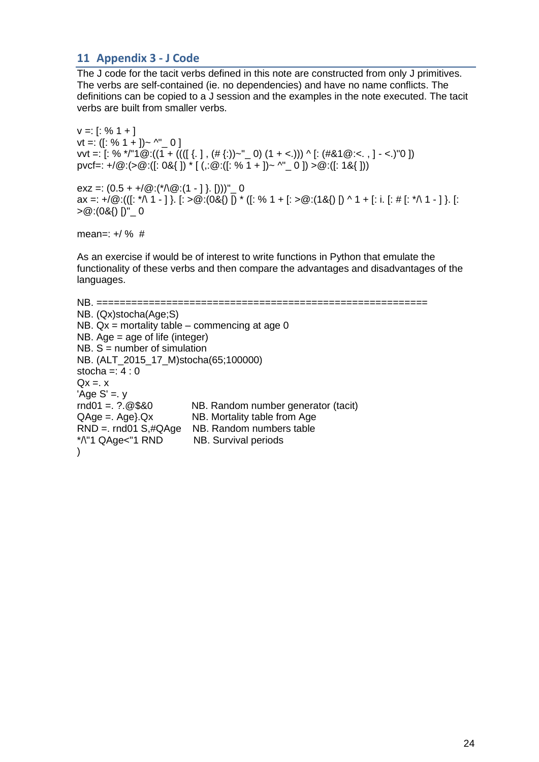## 11 Appendix 3 - J Code

The J code for the tacit verbs defined in this note are constructed from only J primitives. The verbs are self-contained (ie. no dependencies) and have no name conflicts. The definitions can be copied to a J session and the examples in the note executed. The tacit verbs are built from smaller verbs.

```
v =: [: % 1 + ]
vt =: ([: % 1 + ])~ ^"_ 0 ]
vvt =: [: % */"1@:((1 + (((( [ {. ] , (# {:))~"_ 0) (1 + <.))) ^ [: (#&1@:<. , ] - <.)"0 ])
pvcf=: +/@:(>@:([: 0&{ ]) * [ (,:@:([: % 1 + ])~ ^"_ 0 ]) >@:([: 1&{ ]))

exz =: (0.5 + +/@:(*/\@:(1 - ] }. [)))"_ 0
ax =: +/@:(([: */\ 1 - ] }. [: >@:(0&{) [) * ([: % 1 + [: >@:(1&{) [) ^ 1 + [: i. [: # [: */\ 1 - ] }. [: >@:(0&{) [)"_ 0

mean=: +/ % #
```

As an exercise if would be of interest to write functions in Python that emulate the functionality of these verbs and then compare the advantages and disadvantages of the languages.

```
NB. ======================================================
NB. (Qx)stocha(Age;S)
NB. Qx = mortality table – commencing at age 0
NB. Age = age of life (integer)
NB. S = number of simulation
NB. (ALT_2015_17_M)stocha(65;100000)
stocha =: 4 : 0
Qx =. x
'Age S' =. y
rnd01 =. ?.@$&0          NB. Random number generator (tacit)
QAge =. Age}.Qx          NB. Mortality table from Age
RND =. rnd01 S,#QAge     NB. Random numbers table
*/\"1 QAge<"1 RND        NB. Survival periods
)
```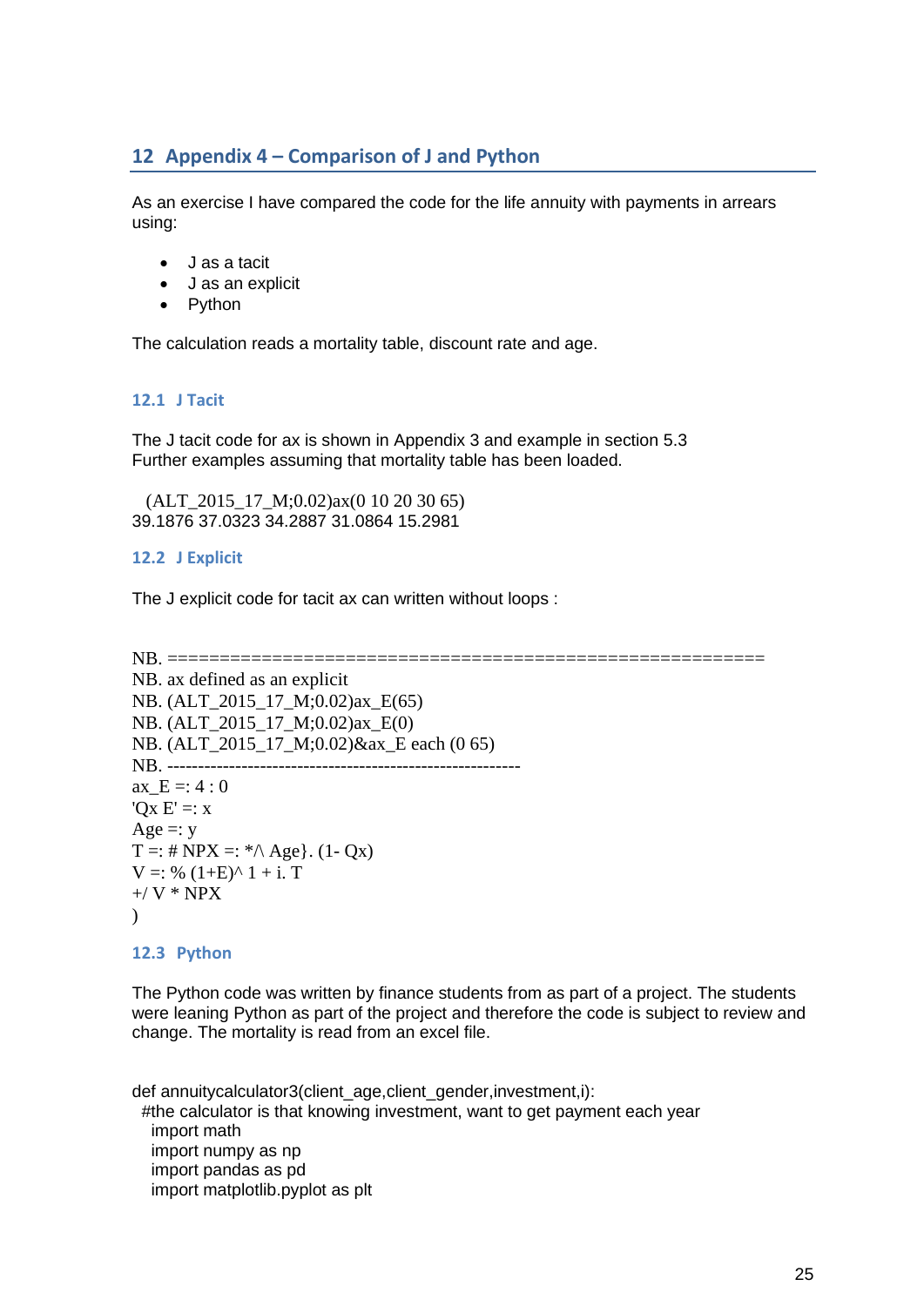# 12 Appendix 4 – Comparison of J and Python

As an exercise I have compared the code for the life annuity with payments in arrears using:

- J as a tacit
- J as an explicit
- Python

The calculation reads a mortality table, discount rate and age.

## 12.1 J Tacit

The J tacit code for ax is shown in Appendix 3 and example in section 5.3
Further examples assuming that mortality table has been loaded.

```
   (ALT_2015_17_M;0.02)ax(0 10 20 30 65)
39.1876 37.0323 34.2887 31.0864 15.2981
```

## 12.2 J Explicit

The J explicit code for tacit ax can written without loops :

```
NB. ==========================================================
NB. ax defined as an explicit
NB. (ALT_2015_17_M;0.02)ax_E(65)
NB. (ALT_2015_17_M;0.02)ax_E(0)
NB. (ALT_2015_17_M;0.02)&ax_E each (0 65)
NB. ----------------------------------------------------------
ax_E =: 4 : 0
'Qx E' =: x
Age =: y
T =: # NPX =: */\ Age}. (1- Qx)
V =: % (1+E)^ 1 + i. T
+/ V * NPX
)
```

## 12.3 Python

The Python code was written by finance students from as part of a project. The students were leaning Python as part of the project and therefore the code is subject to review and change. The mortality is read from an excel file.

```
def annuitycalculator3(client_age,client_gender,investment,i):
 #the calculator is that knowing investment, want to get payment each year
  import math
  import numpy as np
  import pandas as pd
  import matplotlib.pyplot as plt
```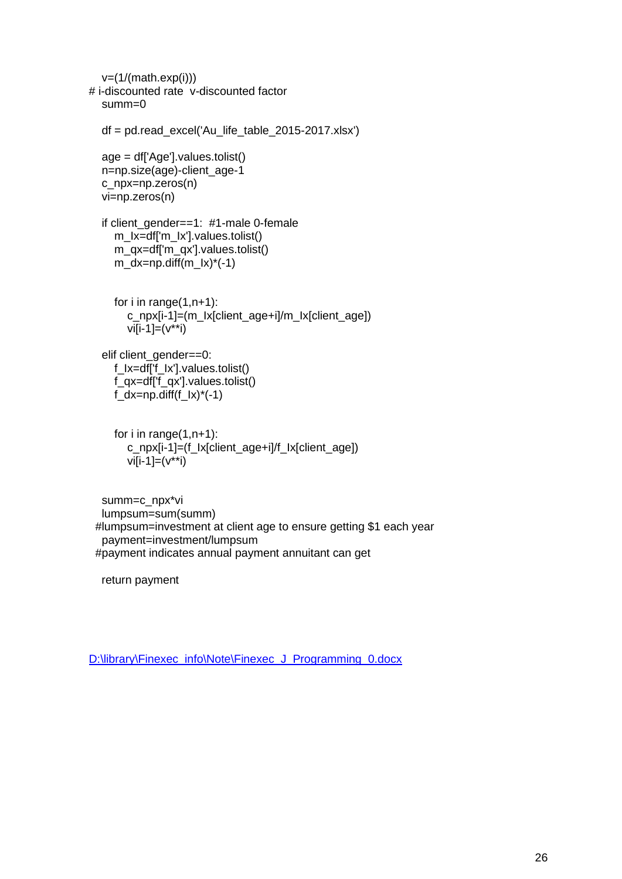```
    v=(1/(math.exp(i)))
# i-discounted rate  v-discounted factor
    summ=0

    df = pd.read_excel('Au_life_table_2015-2017.xlsx')

    age = df['Age'].values.tolist()
    n=np.size(age)-client_age-1
    c_npx=np.zeros(n)
    vi=np.zeros(n)

    if client_gender==1:  #1-male 0-female
        m_lx=df['m_lx'].values.tolist()
        m_qx=df['m_qx'].values.tolist()
        m_dx=np.diff(m_lx)*(-1)


        for i in range(1,n+1):
            c_npx[i-1]=(m_lx[client_age+i]/m_lx[client_age])
            vi[i-1]=(v**i)

    elif client_gender==0:
        f_lx=df['f_lx'].values.tolist()
        f_qx=df['f_qx'].values.tolist()
        f_dx=np.diff(f_lx)*(-1)


        for i in range(1,n+1):
            c_npx[i-1]=(f_lx[client_age+i]/f_lx[client_age])
            vi[i-1]=(v**i)


    summ=c_npx*vi
    lumpsum=sum(summ)
  #lumpsum=investment at client age to ensure getting $1 each year
    payment=investment/lumpsum
  #payment indicates annual payment annuitant can get

    return payment
```

D:\library\Finexec_info\Note\Finexec_J_Programming_0.docx